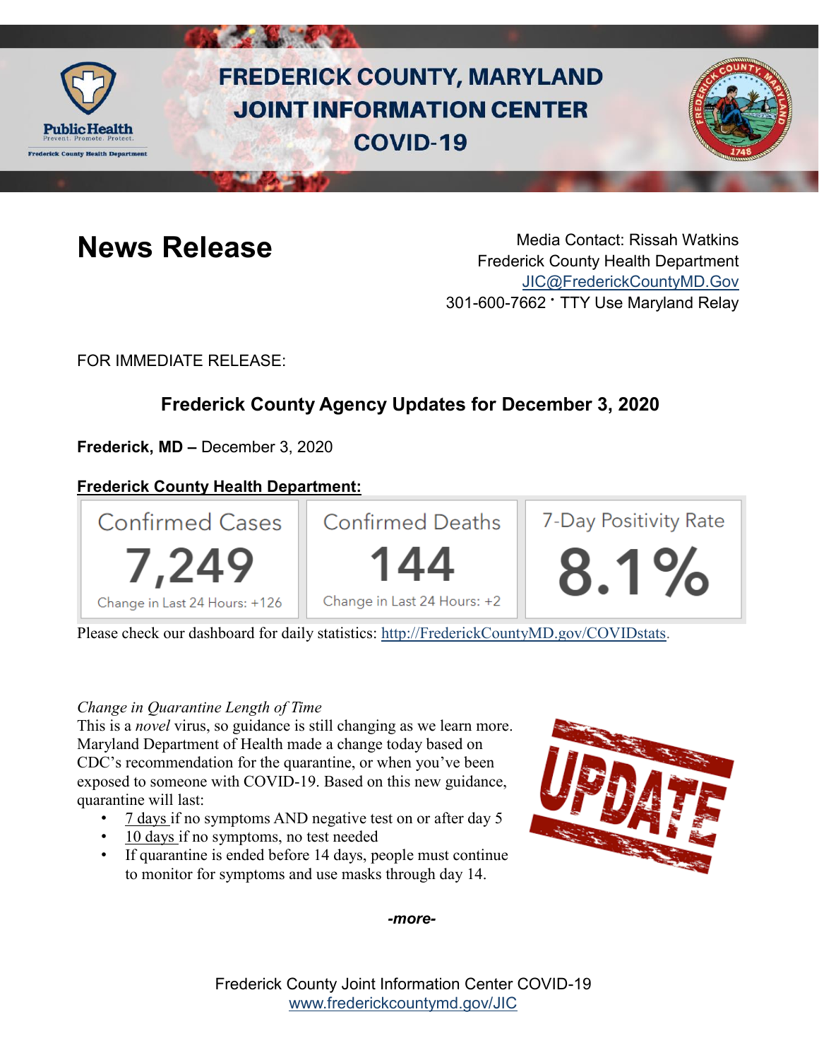# FREDERICK COUNTY, MARYLAND JOINT INFORMATION CENTER COVID-19

## News Release

Media Contact: Rissah Watkins
Frederick County Health Department
JIC@FrederickCountyMD.Gov
301-600-7662 • TTY Use Maryland Relay

FOR IMMEDIATE RELEASE:

### Frederick County Agency Updates for December 3, 2020

**Frederick, MD –** December 3, 2020

**Frederick County Health Department:**

| Confirmed Cases | Confirmed Deaths | 7-Day Positivity Rate |
|---|---|---|
| 7,249 | 144 | 8.1% |
| Change in Last 24 Hours: +126 | Change in Last 24 Hours: +2 | |

Please check our dashboard for daily statistics: http://FrederickCountyMD.gov/COVIDstats.

*Change in Quarantine Length of Time*
This is a *novel* virus, so guidance is still changing as we learn more. Maryland Department of Health made a change today based on CDC's recommendation for the quarantine, or when you've been exposed to someone with COVID-19. Based on this new guidance, quarantine will last:

- 7 days if no symptoms AND negative test on or after day 5
- 10 days if no symptoms, no test needed
- If quarantine is ended before 14 days, people must continue to monitor for symptoms and use masks through day 14.

*-more-*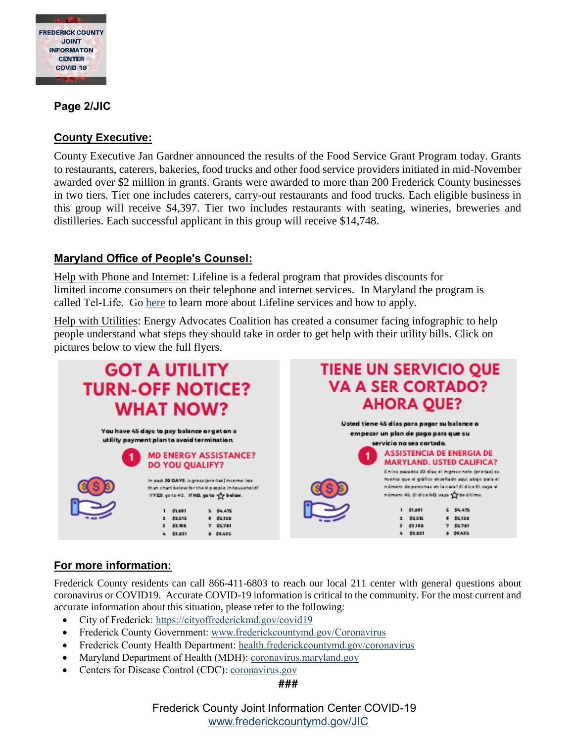**Page 2/JIC**

## County Executive:

County Executive Jan Gardner announced the results of the Food Service Grant Program today. Grants to restaurants, caterers, bakeries, food trucks and other food service providers initiated in mid-November awarded over $2 million in grants. Grants were awarded to more than 200 Frederick County businesses in two tiers. Tier one includes caterers, carry-out restaurants and food trucks. Each eligible business in this group will receive $4,397. Tier two includes restaurants with seating, wineries, breweries and distilleries. Each successful applicant in this group will receive $14,748.

## Maryland Office of People's Counsel:

Help with Phone and Internet: Lifeline is a federal program that provides discounts for limited income consumers on their telephone and internet services. In Maryland the program is called Tel-Life. Go here to learn more about Lifeline services and how to apply.

Help with Utilities: Energy Advocates Coalition has created a consumer facing infographic to help people understand what steps they should take in order to get help with their utility bills. Click on pictures below to view the full flyers.

GOT A UTILITY TURN-OFF NOTICE? WHAT NOW?

You have 45 days to pay balance or get on a utility payment plan to avoid termination.

1 MD ENERGY ASSISTANCE? DO YOU QUALIFY?

In past 30 DAYS, is gross (pre-tax) income less than chart below for the # people in household? If YES, go to #2. If NO, go to ☆ below.

1 $1,861
2 $2,515
3 $3,168
4 $3,821
5 $4,475
6 $5,128
7 $5,781
8 $6,435

TIENE UN SERVICIO QUE VA A SER CORTADO? AHORA QUE?

Usted tiene 45 días para pagar su balance o empezar un plan de pago para que su servicio no sea cortado.

1 ASISTENCIA DE ENERGIA DE MARYLAND. USTED CALIFICA?

En los pasados 30 días el ingreso neto (pre tax) es menos que el gráfico enseñado aquí abajo para el número de personas en la casa? Si dice SI, vaya al número #2. Si dice NO, vaya ☆ de último.

1 $1,861
2 $2,515
3 $3,168
4 $3,821
5 $4,475
6 $5,128
7 $5,781
8 $6,435

## For more information:

Frederick County residents can call 866-411-6803 to reach our local 211 center with general questions about coronavirus or COVID19. Accurate COVID-19 information is critical to the community. For the most current and accurate information about this situation, please refer to the following:

- City of Frederick: https://cityoffrederickmd.gov/covid19
- Frederick County Government: www.frederickcountymd.gov/Coronavirus
- Frederick County Health Department: health.frederickcountymd.gov/coronavirus
- Maryland Department of Health (MDH): coronavirus.maryland.gov
- Centers for Disease Control (CDC): coronavirus.gov

###

Frederick County Joint Information Center COVID-19
www.frederickcountymd.gov/JIC